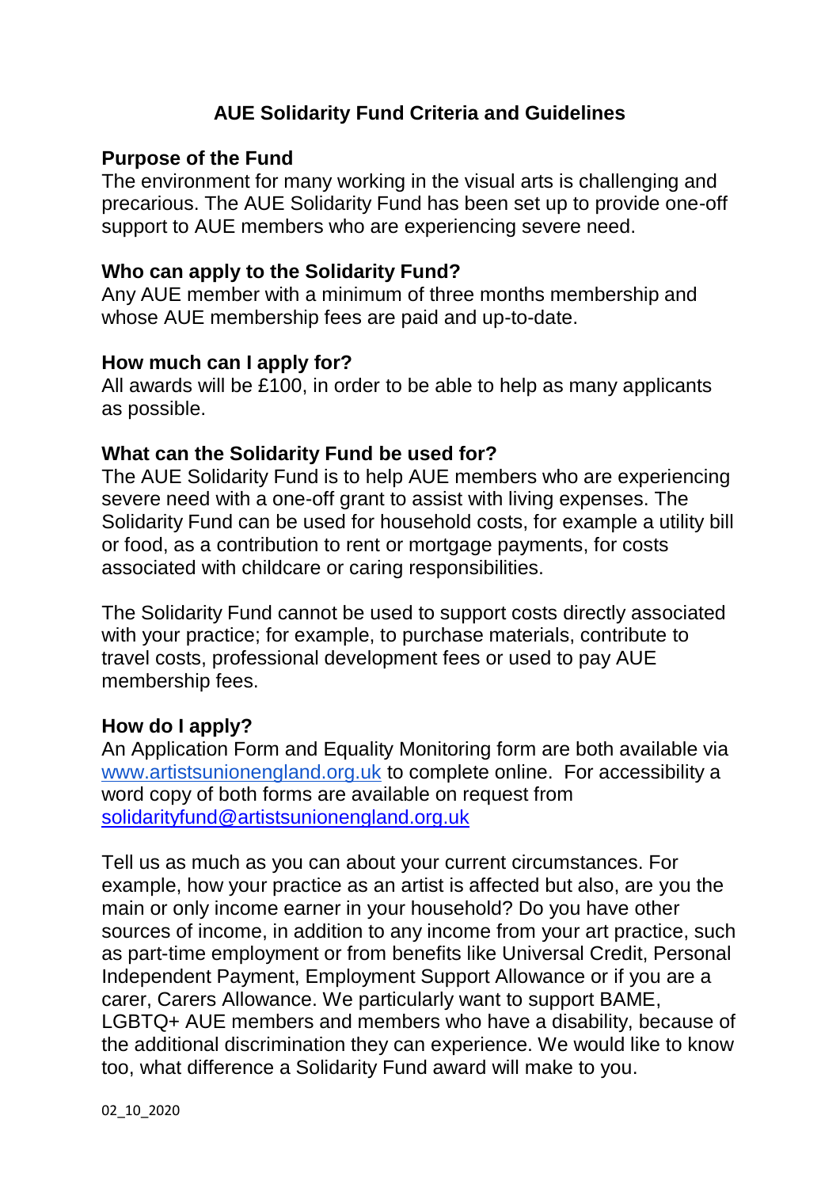# AUE Solidarity Fund Criteria and Guidelines

## Purpose of the Fund

The environment for many working in the visual arts is challenging and precarious. The AUE Solidarity Fund has been set up to provide one-off support to AUE members who are experiencing severe need.

## Who can apply to the Solidarity Fund?

Any AUE member with a minimum of three months membership and whose AUE membership fees are paid and up-to-date.

## How much can I apply for?

All awards will be £100, in order to be able to help as many applicants as possible.

## What can the Solidarity Fund be used for?

The AUE Solidarity Fund is to help AUE members who are experiencing severe need with a one-off grant to assist with living expenses. The Solidarity Fund can be used for household costs, for example a utility bill or food, as a contribution to rent or mortgage payments, for costs associated with childcare or caring responsibilities.

The Solidarity Fund cannot be used to support costs directly associated with your practice; for example, to purchase materials, contribute to travel costs, professional development fees or used to pay AUE membership fees.

## How do I apply?

An Application Form and Equality Monitoring form are both available via [www.artistsunionengland.org.uk](http://www.artistsunionengland.org.uk) to complete online. For accessibility a word copy of both forms are available on request from [solidarityfund@artistsunionengland.org.uk](mailto:solidarityfund@artistsunionengland.org.uk)

Tell us as much as you can about your current circumstances. For example, how your practice as an artist is affected but also, are you the main or only income earner in your household? Do you have other sources of income, in addition to any income from your art practice, such as part-time employment or from benefits like Universal Credit, Personal Independent Payment, Employment Support Allowance or if you are a carer, Carers Allowance. We particularly want to support BAME, LGBTQ+ AUE members and members who have a disability, because of the additional discrimination they can experience. We would like to know too, what difference a Solidarity Fund award will make to you.

02_10_2020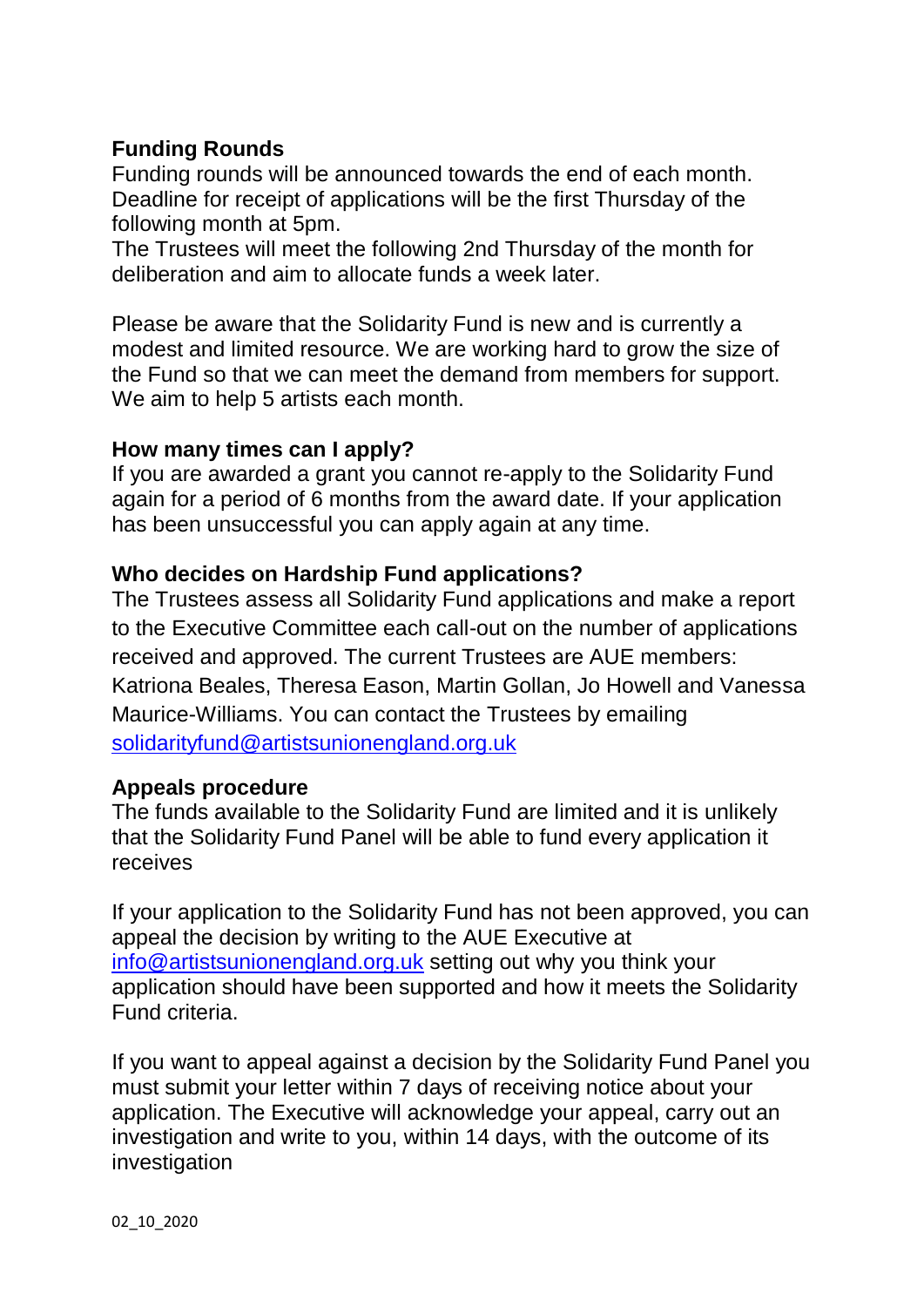**Funding Rounds**

Funding rounds will be announced towards the end of each month. Deadline for receipt of applications will be the first Thursday of the following month at 5pm.

The Trustees will meet the following 2nd Thursday of the month for deliberation and aim to allocate funds a week later.

Please be aware that the Solidarity Fund is new and is currently a modest and limited resource. We are working hard to grow the size of the Fund so that we can meet the demand from members for support. We aim to help 5 artists each month.

**How many times can I apply?**

If you are awarded a grant you cannot re-apply to the Solidarity Fund again for a period of 6 months from the award date. If your application has been unsuccessful you can apply again at any time.

**Who decides on Hardship Fund applications?**

The Trustees assess all Solidarity Fund applications and make a report to the Executive Committee each call-out on the number of applications received and approved. The current Trustees are AUE members: Katriona Beales, Theresa Eason, Martin Gollan, Jo Howell and Vanessa Maurice-Williams. You can contact the Trustees by emailing solidarityfund@artistsunionengland.org.uk

**Appeals procedure**

The funds available to the Solidarity Fund are limited and it is unlikely that the Solidarity Fund Panel will be able to fund every application it receives

If your application to the Solidarity Fund has not been approved, you can appeal the decision by writing to the AUE Executive at info@artistsunionengland.org.uk setting out why you think your application should have been supported and how it meets the Solidarity Fund criteria.

If you want to appeal against a decision by the Solidarity Fund Panel you must submit your letter within 7 days of receiving notice about your application. The Executive will acknowledge your appeal, carry out an investigation and write to you, within 14 days, with the outcome of its investigation

02_10_2020